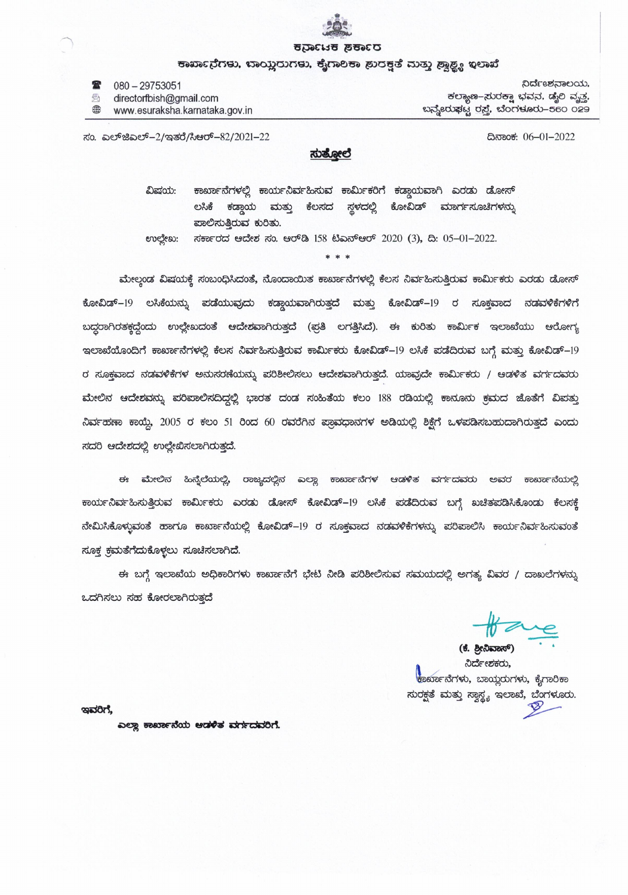# ಕರ್ನಾಟಕ ಸರ್ಕಾರ

## ಕಾರ್ಖಾನೆಗಳು, ಬಾಯ್ಲರುಗಳು, ಕೈಗಾರಿಕಾ ಸುರಕ್ಷತೆ ಮತ್ತು ಸ್ವಾಸ್ಥ್ಯ ಇಲಾಖೆ

080 – 29753051
directorfbish@gmail.com
www.esuraksha.karnataka.gov.in

ನಿರ್ದೇಶನಾಲಯ,
ಕಲ್ಯಾಣ-ಸುರಕ್ಷಾ ಭವನ, ಡೈರಿ ವೃತ್ತ,
ಬನ್ನೇರುಘಟ್ಟ ರಸ್ತೆ, ಬೆಂಗಳೂರು-560 029

ಸಂ. ಎಲ್‌ಜಿಎಲ್-2/ಇತರೆ/ಸಿಆರ್-82/2021-22

ದಿನಾಂಕ: 06-01-2022

## ಸುತ್ತೋಲೆ

ವಿಷಯ: ಕಾರ್ಖಾನೆಗಳಲ್ಲಿ ಕಾರ್ಯನಿರ್ವಹಿಸುವ ಕಾರ್ಮಿಕರಿಗೆ ಕಡ್ಡಾಯವಾಗಿ ಎರಡು ಡೋಸ್ ಲಸಿಕೆ ಕಡ್ಡಾಯ ಮತ್ತು ಕೆಲಸದ ಸ್ಥಳದಲ್ಲಿ ಕೋವಿಡ್ ಮಾರ್ಗಸೂಚಿಗಳನ್ನು ಪಾಲಿಸುತ್ತಿರುವ ಕುರಿತು.

ಉಲ್ಲೇಖ: ಸರ್ಕಾರದ ಆದೇಶ ಸಂ. ಆರ್‌ಡಿ 158 ಟಿಎನ್‌ಆರ್ 2020 (3), ದಿ: 05-01-2022.

\* \* \*

ಮೇಲ್ಕಂಡ ವಿಷಯಕ್ಕೆ ಸಂಬಂಧಿಸಿದಂತೆ, ನೊಂದಾಯಿತ ಕಾರ್ಖಾನೆಗಳಲ್ಲಿ ಕೆಲಸ ನಿರ್ವಹಿಸುತ್ತಿರುವ ಕಾರ್ಮಿಕರು ಎರಡು ಡೋಸ್ ಕೋವಿಡ್-19 ಲಸಿಕೆಯನ್ನು ಪಡೆಯುವುದು ಕಡ್ಡಾಯವಾಗಿರುತ್ತದೆ ಮತ್ತು ಕೋವಿಡ್-19 ರ ಸೂಕ್ತವಾದ ನಡವಳಿಕೆಗಳಿಗೆ ಬದ್ಧರಾಗಿರತಕ್ಕದ್ದೆಂದು ಉಲ್ಲೇಖದಂತೆ ಆದೇಶವಾಗಿರುತ್ತದೆ (ಪ್ರತಿ ಲಗತ್ತಿಸಿದೆ). ಈ ಕುರಿತು ಕಾರ್ಮಿಕ ಇಲಾಖೆಯು ಆರೋಗ್ಯ ಇಲಾಖೆಯೊಂದಿಗೆ ಕಾರ್ಖಾನೆಗಳಲ್ಲಿ ಕೆಲಸ ನಿರ್ವಹಿಸುತ್ತಿರುವ ಕಾರ್ಮಿಕರು ಕೋವಿಡ್-19 ಲಸಿಕೆ ಪಡೆದಿರುವ ಬಗ್ಗೆ ಮತ್ತು ಕೋವಿಡ್-19 ರ ಸೂಕ್ತವಾದ ನಡವಳಿಕೆಗಳ ಅನುಸರಣೆಯನ್ನು ಪರಿಶೀಲಿಸಲು ಆದೇಶವಾಗಿರುತ್ತದೆ. ಯಾವುದೇ ಕಾರ್ಮಿಕರು / ಆಡಳಿತ ವರ್ಗದವರು ಮೇಲಿನ ಆದೇಶವನ್ನು ಪರಿಪಾಲಿಸದಿದ್ದಲ್ಲಿ ಭಾರತ ದಂಡ ಸಂಹಿತೆಯ ಕಲಂ 188 ರಡಿಯಲ್ಲಿ ಕಾನೂನು ಕ್ರಮದ ಜೊತೆಗೆ ವಿಪತ್ತು ನಿರ್ವಹಣಾ ಕಾಯ್ದೆ, 2005 ರ ಕಲಂ 51 ರಿಂದ 60 ರವರೆಗಿನ ಪ್ರಾವಧಾನಗಳ ಅಡಿಯಲ್ಲಿ ಶಿಕ್ಷೆಗೆ ಒಳಪಡಿಸಬಹುದಾಗಿರುತ್ತದೆ ಎಂದು ಸದರಿ ಆದೇಶದಲ್ಲಿ ಉಲ್ಲೇಖಿಸಲಾಗಿರುತ್ತದೆ.

ಈ ಮೇಲಿನ ಹಿನ್ನೆಲೆಯಲ್ಲಿ, ರಾಜ್ಯದಲ್ಲಿನ ಎಲ್ಲಾ ಕಾರ್ಖಾನೆಗಳ ಆಡಳಿತ ವರ್ಗದವರು ಅವರ ಕಾರ್ಖಾನೆಯಲ್ಲಿ ಕಾರ್ಯನಿರ್ವಹಿಸುತ್ತಿರುವ ಕಾರ್ಮಿಕರು ಎರಡು ಡೋಸ್ ಕೋವಿಡ್-19 ಲಸಿಕೆ ಪಡೆದಿರುವ ಬಗ್ಗೆ ಖಚಿತಪಡಿಸಿಕೊಂಡು ಕೆಲಸಕ್ಕೆ ನೇಮಿಸಿಕೊಳ್ಳುವಂತೆ ಹಾಗೂ ಕಾರ್ಖಾನೆಯಲ್ಲಿ ಕೋವಿಡ್-19 ರ ಸೂಕ್ತವಾದ ನಡವಳಿಕೆಗಳನ್ನು ಪರಿಪಾಲಿಸಿ ಕಾರ್ಯನಿರ್ವಹಿಸುವಂತೆ ಸೂಕ್ತ ಕ್ರಮತೆಗೆದುಕೊಳ್ಳಲು ಸೂಚಿಸಲಾಗಿದೆ.

ಈ ಬಗ್ಗೆ ಇಲಾಖೆಯ ಅಧಿಕಾರಿಗಳು ಕಾರ್ಖಾನೆಗೆ ಭೇಟಿ ನೀಡಿ ಪರಿಶೀಲಿಸುವ ಸಮಯದಲ್ಲಿ ಅಗತ್ಯ ವಿವರ / ದಾಖಲೆಗಳನ್ನು ಒದಗಿಸಲು ಸಹ ಕೋರಲಾಗಿರುತ್ತದೆ

(ಕೆ. ಶ್ರೀನಿವಾಸ್)
ನಿರ್ದೇಶಕರು,
ಕಾರ್ಖಾನೆಗಳು, ಬಾಯ್ಲರುಗಳು, ಕೈಗಾರಿಕಾ
ಸುರಕ್ಷತೆ ಮತ್ತು ಸ್ವಾಸ್ಥ್ಯ ಇಲಾಖೆ, ಬೆಂಗಳೂರು.

**ಇವರಿಗೆ,**

**ಎಲ್ಲಾ ಕಾರ್ಖಾನೆಯ ಆಡಳಿತ ವರ್ಗದವರಿಗೆ.**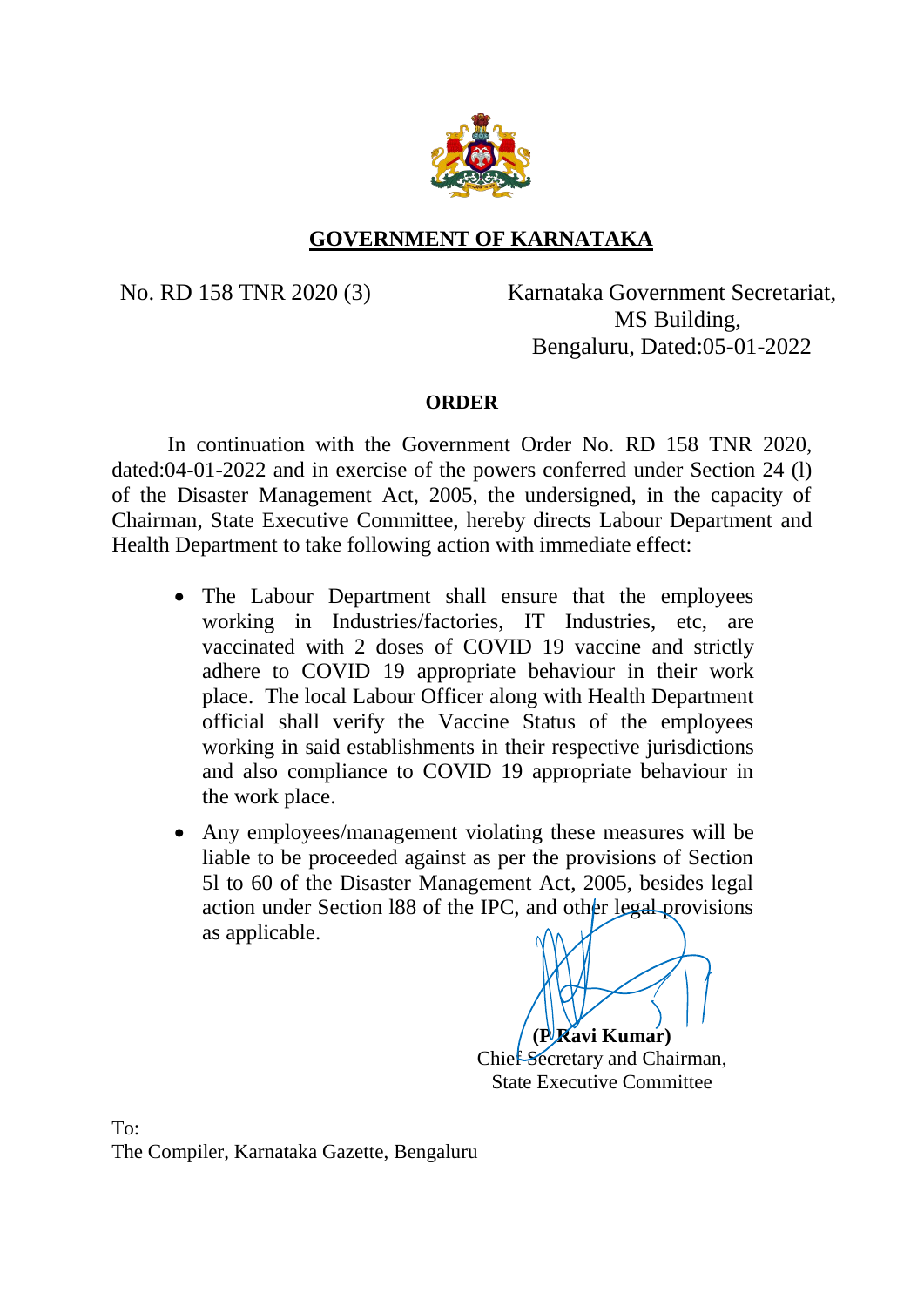## GOVERNMENT OF KARNATAKA

No. RD 158 TNR 2020 (3)

Karnataka Government Secretariat,
MS Building,
Bengaluru, Dated:05-01-2022

### ORDER

In continuation with the Government Order No. RD 158 TNR 2020, dated:04-01-2022 and in exercise of the powers conferred under Section 24 (l) of the Disaster Management Act, 2005, the undersigned, in the capacity of Chairman, State Executive Committee, hereby directs Labour Department and Health Department to take following action with immediate effect:

- The Labour Department shall ensure that the employees working in Industries/factories, IT Industries, etc, are vaccinated with 2 doses of COVID 19 vaccine and strictly adhere to COVID 19 appropriate behaviour in their work place. The local Labour Officer along with Health Department official shall verify the Vaccine Status of the employees working in said establishments in their respective jurisdictions and also compliance to COVID 19 appropriate behaviour in the work place.
- Any employees/management violating these measures will be liable to be proceeded against as per the provisions of Section 5l to 60 of the Disaster Management Act, 2005, besides legal action under Section l88 of the IPC, and other legal provisions as applicable.

**(P Ravi Kumar)**
Chief Secretary and Chairman,
State Executive Committee

To:
The Compiler, Karnataka Gazette, Bengaluru